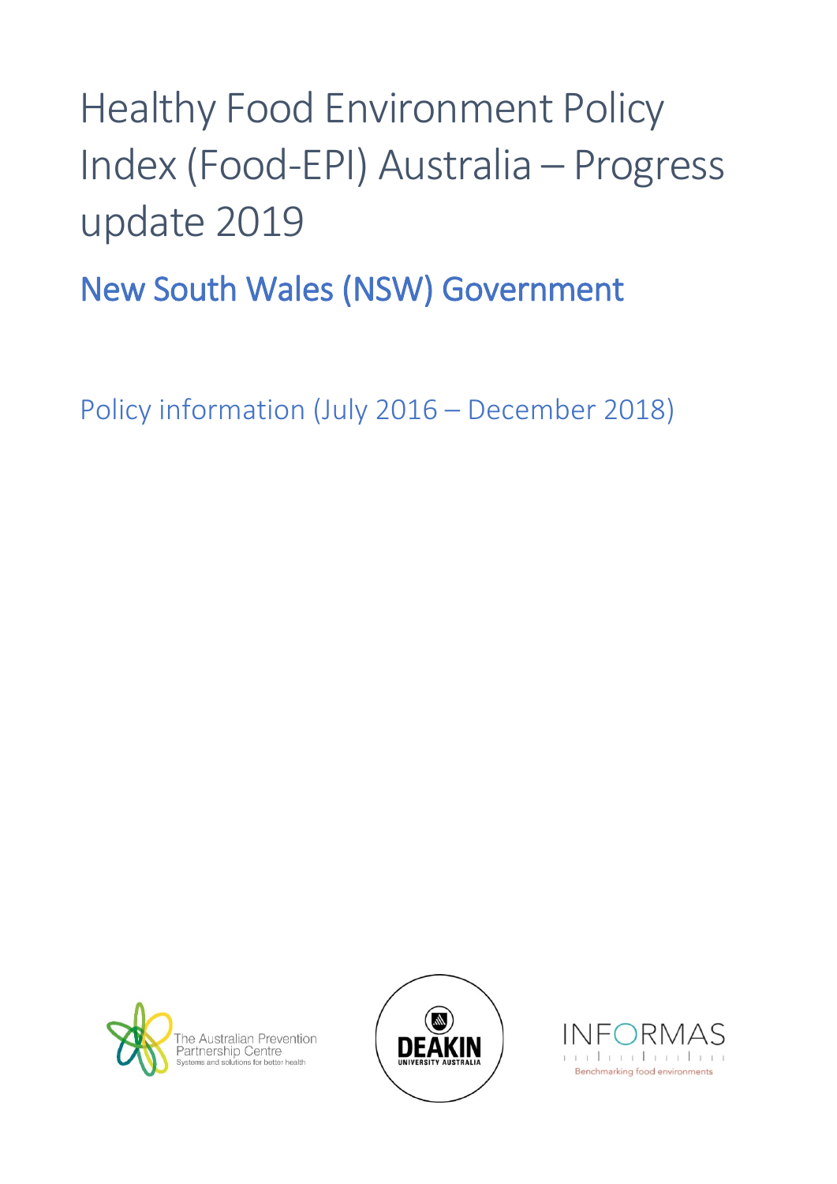# Healthy Food Environment Policy Index (Food-EPI) Australia – Progress update 2019

## New South Wales (NSW) Government

Policy information (July 2016 – December 2018)

The Australian Prevention Partnership Centre
Systems and solutions for better health

DEAKIN UNIVERSITY AUSTRALIA

INFORMAS
Benchmarking food environments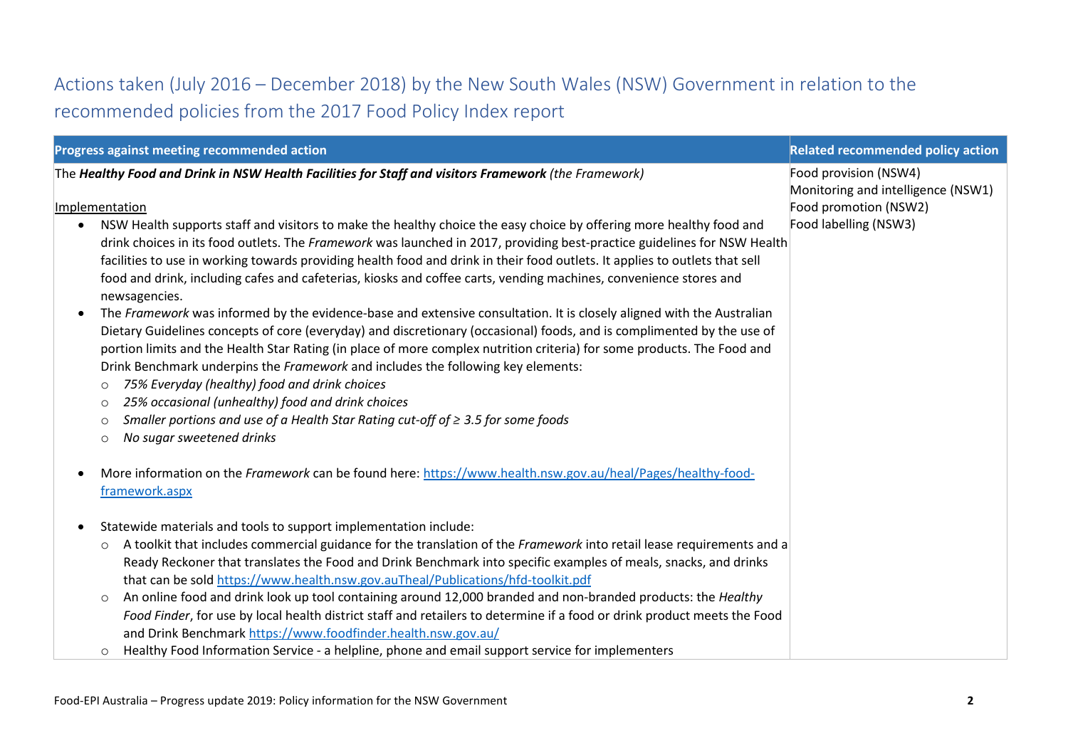## Actions taken (July 2016 – December 2018) by the New South Wales (NSW) Government in relation to the recommended policies from the 2017 Food Policy Index report

| Progress against meeting recommended action | Related recommended policy action |
|---|---|
| The ***Healthy Food and Drink in NSW Health Facilities for Staff and visitors Framework*** *(the Framework)*<br><br>Implementation<br><br>• NSW Health supports staff and visitors to make the healthy choice the easy choice by offering more healthy food and drink choices in its food outlets. The *Framework* was launched in 2017, providing best-practice guidelines for NSW Health facilities to use in working towards providing health food and drink in their food outlets. It applies to outlets that sell food and drink, including cafes and cafeterias, kiosks and coffee carts, vending machines, convenience stores and newsagencies.<br>• The *Framework* was informed by the evidence-base and extensive consultation. It is closely aligned with the Australian Dietary Guidelines concepts of core (everyday) and discretionary (occasional) foods, and is complimented by the use of portion limits and the Health Star Rating (in place of more complex nutrition criteria) for some products. The Food and Drink Benchmark underpins the *Framework* and includes the following key elements:<br>  ○ *75% Everyday (healthy) food and drink choices*<br>  ○ *25% occasional (unhealthy) food and drink choices*<br>  ○ *Smaller portions and use of a Health Star Rating cut-off of ≥ 3.5 for some foods*<br>  ○ *No sugar sweetened drinks*<br><br>• More information on the *Framework* can be found here: https://www.health.nsw.gov.au/heal/Pages/healthy-food-framework.aspx<br><br>• Statewide materials and tools to support implementation include:<br>  ○ A toolkit that includes commercial guidance for the translation of the *Framework* into retail lease requirements and a Ready Reckoner that translates the Food and Drink Benchmark into specific examples of meals, snacks, and drinks that can be sold https://www.health.nsw.gov.auTheal/Publications/hfd-toolkit.pdf<br>  ○ An online food and drink look up tool containing around 12,000 branded and non-branded products: the *Healthy Food Finder*, for use by local health district staff and retailers to determine if a food or drink product meets the Food and Drink Benchmark https://www.foodfinder.health.nsw.gov.au/<br>  ○ Healthy Food Information Service - a helpline, phone and email support service for implementers | Food provision (NSW4)<br>Monitoring and intelligence (NSW1)<br>Food promotion (NSW2)<br>Food labelling (NSW3) |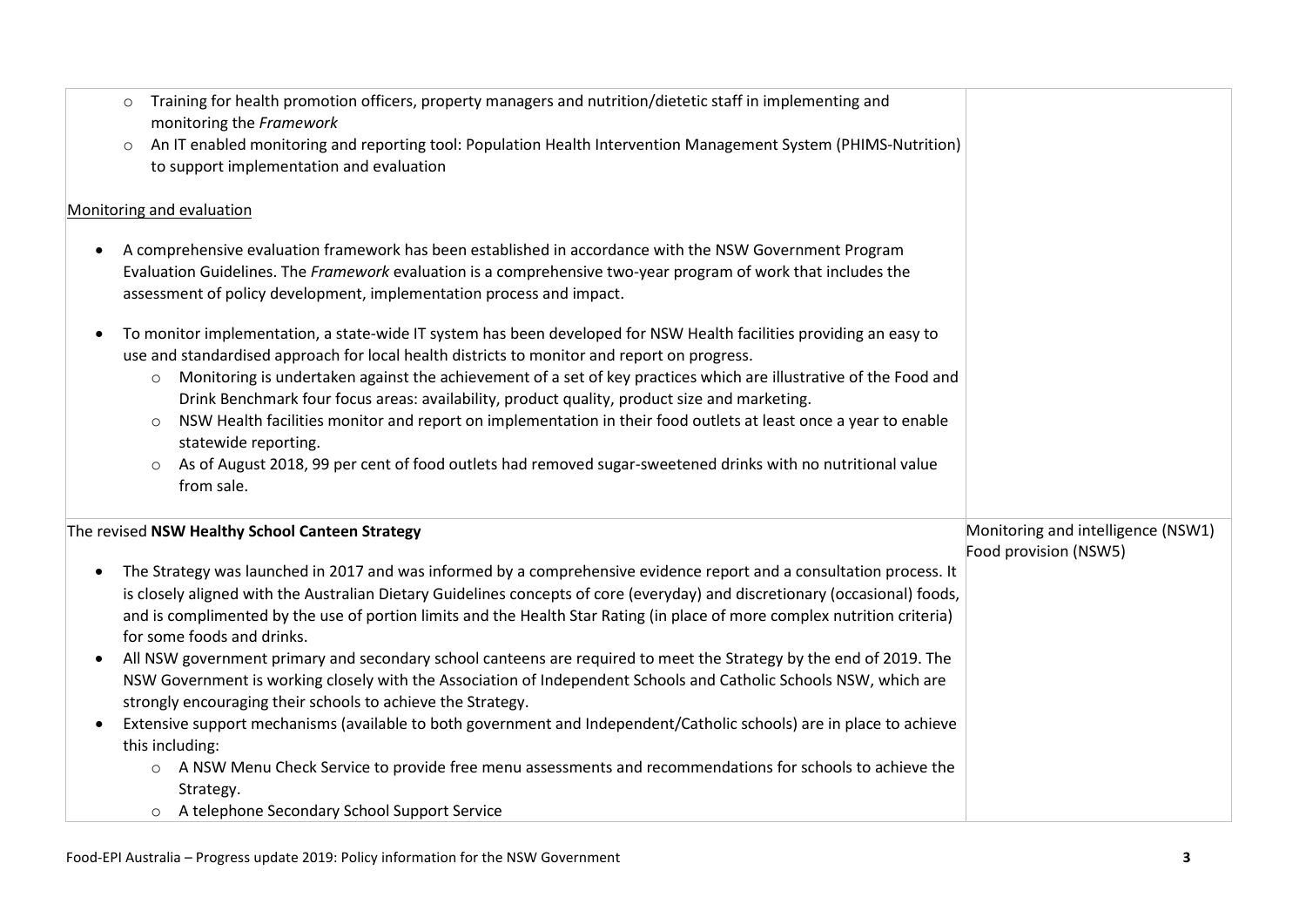| | |
|---|---|
| ○ Training for health promotion officers, property managers and nutrition/dietetic staff in implementing and monitoring the *Framework*<br>○ An IT enabled monitoring and reporting tool: Population Health Intervention Management System (PHIMS-Nutrition) to support implementation and evaluation<br><br><u>Monitoring and evaluation</u><br><br>• A comprehensive evaluation framework has been established in accordance with the NSW Government Program Evaluation Guidelines. The *Framework* evaluation is a comprehensive two-year program of work that includes the assessment of policy development, implementation process and impact.<br><br>• To monitor implementation, a state-wide IT system has been developed for NSW Health facilities providing an easy to use and standardised approach for local health districts to monitor and report on progress.<br>○ Monitoring is undertaken against the achievement of a set of key practices which are illustrative of the Food and Drink Benchmark four focus areas: availability, product quality, product size and marketing.<br>○ NSW Health facilities monitor and report on implementation in their food outlets at least once a year to enable statewide reporting.<br>○ As of August 2018, 99 per cent of food outlets had removed sugar-sweetened drinks with no nutritional value from sale. | |
| The revised **NSW Healthy School Canteen Strategy**<br><br>• The Strategy was launched in 2017 and was informed by a comprehensive evidence report and a consultation process. It is closely aligned with the Australian Dietary Guidelines concepts of core (everyday) and discretionary (occasional) foods, and is complimented by the use of portion limits and the Health Star Rating (in place of more complex nutrition criteria) for some foods and drinks.<br>• All NSW government primary and secondary school canteens are required to meet the Strategy by the end of 2019. The NSW Government is working closely with the Association of Independent Schools and Catholic Schools NSW, which are strongly encouraging their schools to achieve the Strategy.<br>• Extensive support mechanisms (available to both government and Independent/Catholic schools) are in place to achieve this including:<br>○ A NSW Menu Check Service to provide free menu assessments and recommendations for schools to achieve the Strategy.<br>○ A telephone Secondary School Support Service | Monitoring and intelligence (NSW1)<br>Food provision (NSW5) |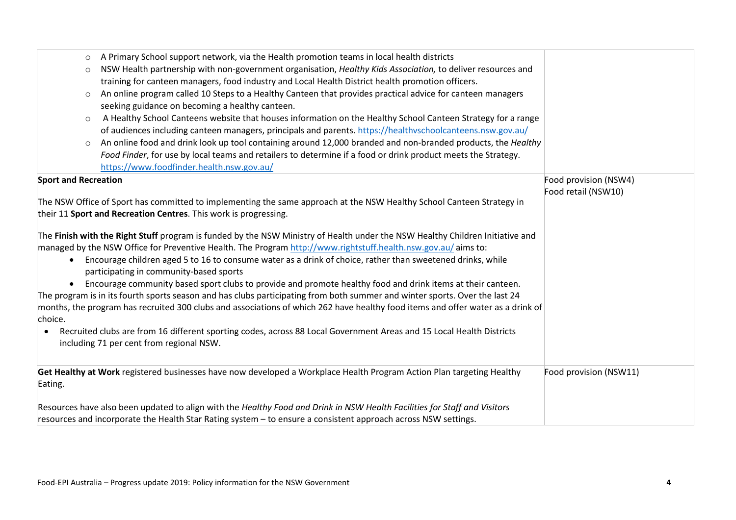| | |
|---|---|
| <ul><li>A Primary School support network, via the Health promotion teams in local health districts</li><li>NSW Health partnership with non-government organisation, *Healthy Kids Association,* to deliver resources and training for canteen managers, food industry and Local Health District health promotion officers.</li><li>An online program called 10 Steps to a Healthy Canteen that provides practical advice for canteen managers seeking guidance on becoming a healthy canteen.</li><li>A Healthy School Canteens website that houses information on the Healthy School Canteen Strategy for a range of audiences including canteen managers, principals and parents. https://healthyschoolcanteens.nsw.gov.au/</li><li>An online food and drink look up tool containing around 12,000 branded and non-branded products, the *Healthy Food Finder*, for use by local teams and retailers to determine if a food or drink product meets the Strategy. https://www.foodfinder.health.nsw.gov.au/</li></ul> | |
| **Sport and Recreation**<br><br>The NSW Office of Sport has committed to implementing the same approach at the NSW Healthy School Canteen Strategy in their 11 **Sport and Recreation Centres**. This work is progressing.<br><br>The **Finish with the Right Stuff** program is funded by the NSW Ministry of Health under the NSW Healthy Children Initiative and managed by the NSW Office for Preventive Health. The Program http://www.rightstuff.health.nsw.gov.au/ aims to:<ul><li>Encourage children aged 5 to 16 to consume water as a drink of choice, rather than sweetened drinks, while participating in community-based sports</li><li>Encourage community based sport clubs to provide and promote healthy food and drink items at their canteen.</li></ul>The program is in its fourth sports season and has clubs participating from both summer and winter sports. Over the last 24 months, the program has recruited 300 clubs and associations of which 262 have healthy food items and offer water as a drink of choice.<ul><li>Recruited clubs are from 16 different sporting codes, across 88 Local Government Areas and 15 Local Health Districts including 71 per cent from regional NSW.</li></ul> | Food provision (NSW4)<br>Food retail (NSW10) |
| **Get Healthy at Work** registered businesses have now developed a Workplace Health Program Action Plan targeting Healthy Eating.<br><br>Resources have also been updated to align with the *Healthy Food and Drink in NSW Health Facilities for Staff and Visitors* resources and incorporate the Health Star Rating system – to ensure a consistent approach across NSW settings. | Food provision (NSW11) |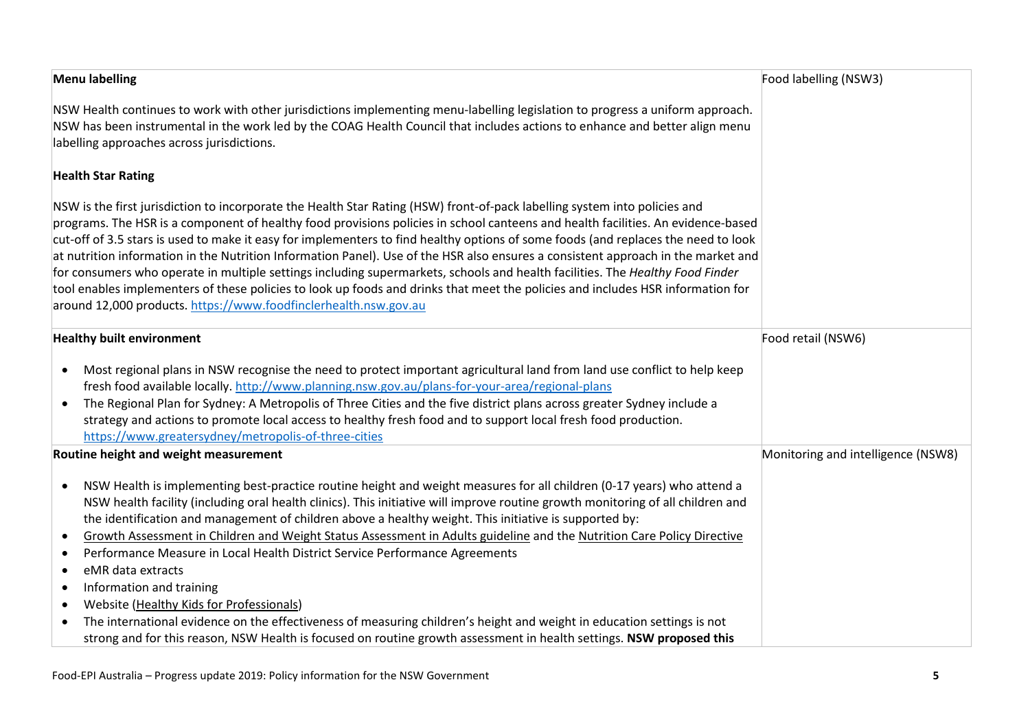| | |
|---|---|
| **Menu labelling**<br><br>NSW Health continues to work with other jurisdictions implementing menu-labelling legislation to progress a uniform approach. NSW has been instrumental in the work led by the COAG Health Council that includes actions to enhance and better align menu labelling approaches across jurisdictions.<br><br>**Health Star Rating**<br><br>NSW is the first jurisdiction to incorporate the Health Star Rating (HSW) front-of-pack labelling system into policies and programs. The HSR is a component of healthy food provisions policies in school canteens and health facilities. An evidence-based cut-off of 3.5 stars is used to make it easy for implementers to find healthy options of some foods (and replaces the need to look at nutrition information in the Nutrition Information Panel). Use of the HSR also ensures a consistent approach in the market and for consumers who operate in multiple settings including supermarkets, schools and health facilities. The *Healthy Food Finder* tool enables implementers of these policies to look up foods and drinks that meet the policies and includes HSR information for around 12,000 products. https://www.foodfinclerhealth.nsw.gov.au | Food labelling (NSW3) |
| **Healthy built environment**<br><br>• Most regional plans in NSW recognise the need to protect important agricultural land from land use conflict to help keep fresh food available locally. http://www.planning.nsw.gov.au/plans-for-your-area/regional-plans<br>• The Regional Plan for Sydney: A Metropolis of Three Cities and the five district plans across greater Sydney include a strategy and actions to promote local access to healthy fresh food and to support local fresh food production. https://www.greatersydney/metropolis-of-three-cities | Food retail (NSW6) |
| **Routine height and weight measurement**<br><br>• NSW Health is implementing best-practice routine height and weight measures for all children (0-17 years) who attend a NSW health facility (including oral health clinics). This initiative will improve routine growth monitoring of all children and the identification and management of children above a healthy weight. This initiative is supported by:<br>• Growth Assessment in Children and Weight Status Assessment in Adults guideline and the Nutrition Care Policy Directive<br>• Performance Measure in Local Health District Service Performance Agreements<br>• eMR data extracts<br>• Information and training<br>• Website (Healthy Kids for Professionals)<br>• The international evidence on the effectiveness of measuring children's height and weight in education settings is not strong and for this reason, NSW Health is focused on routine growth assessment in health settings. **NSW proposed this** | Monitoring and intelligence (NSW8) |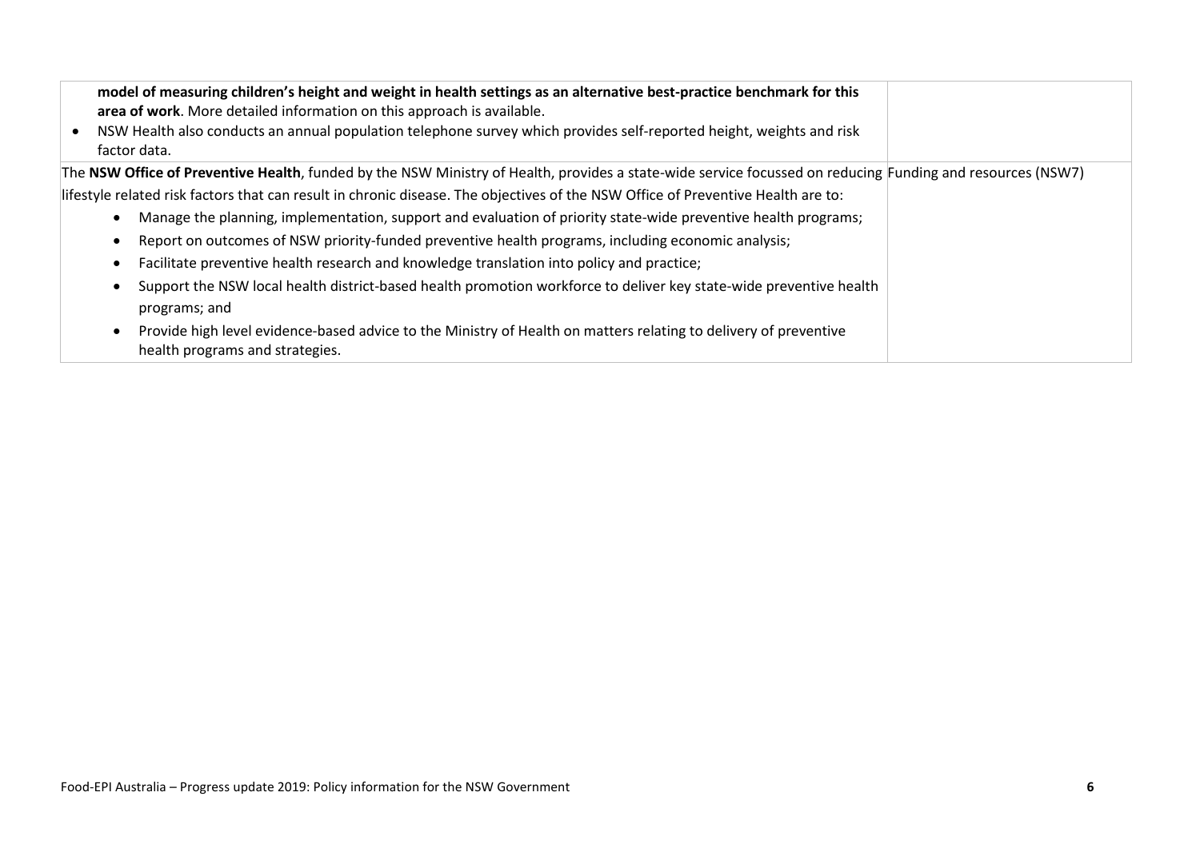| | |
|---|---|
| **model of measuring children's height and weight in health settings as an alternative best-practice benchmark for this area of work**. More detailed information on this approach is available.<br>• NSW Health also conducts an annual population telephone survey which provides self-reported height, weights and risk factor data. | |
| The **NSW Office of Preventive Health**, funded by the NSW Ministry of Health, provides a state-wide service focussed on reducing lifestyle related risk factors that can result in chronic disease. The objectives of the NSW Office of Preventive Health are to:<br>• Manage the planning, implementation, support and evaluation of priority state-wide preventive health programs;<br>• Report on outcomes of NSW priority-funded preventive health programs, including economic analysis;<br>• Facilitate preventive health research and knowledge translation into policy and practice;<br>• Support the NSW local health district-based health promotion workforce to deliver key state-wide preventive health programs; and<br>• Provide high level evidence-based advice to the Ministry of Health on matters relating to delivery of preventive health programs and strategies. | Funding and resources (NSW7) |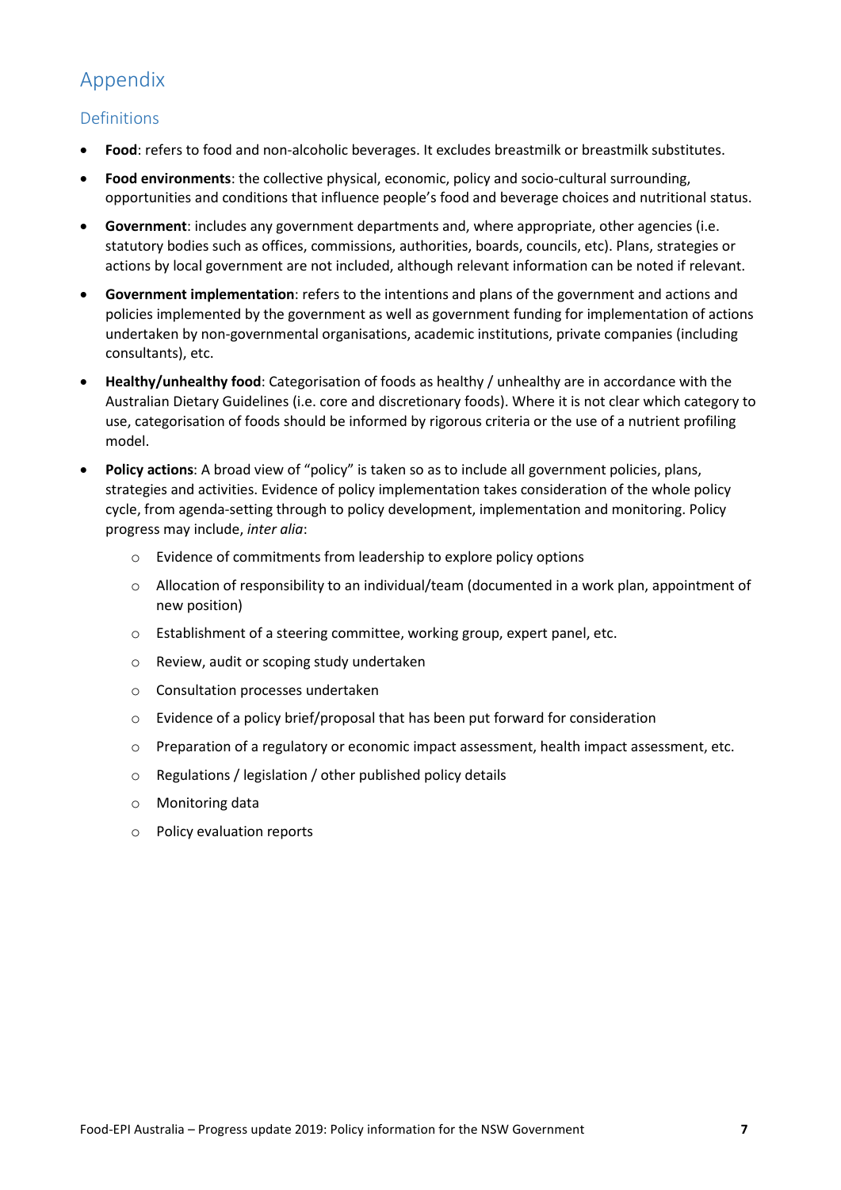# Appendix

## Definitions

- **Food**: refers to food and non-alcoholic beverages. It excludes breastmilk or breastmilk substitutes.
- **Food environments**: the collective physical, economic, policy and socio-cultural surrounding, opportunities and conditions that influence people's food and beverage choices and nutritional status.
- **Government**: includes any government departments and, where appropriate, other agencies (i.e. statutory bodies such as offices, commissions, authorities, boards, councils, etc). Plans, strategies or actions by local government are not included, although relevant information can be noted if relevant.
- **Government implementation**: refers to the intentions and plans of the government and actions and policies implemented by the government as well as government funding for implementation of actions undertaken by non-governmental organisations, academic institutions, private companies (including consultants), etc.
- **Healthy/unhealthy food**: Categorisation of foods as healthy / unhealthy are in accordance with the Australian Dietary Guidelines (i.e. core and discretionary foods). Where it is not clear which category to use, categorisation of foods should be informed by rigorous criteria or the use of a nutrient profiling model.
- **Policy actions**: A broad view of "policy" is taken so as to include all government policies, plans, strategies and activities. Evidence of policy implementation takes consideration of the whole policy cycle, from agenda-setting through to policy development, implementation and monitoring. Policy progress may include, *inter alia*:
  - Evidence of commitments from leadership to explore policy options
  - Allocation of responsibility to an individual/team (documented in a work plan, appointment of new position)
  - Establishment of a steering committee, working group, expert panel, etc.
  - Review, audit or scoping study undertaken
  - Consultation processes undertaken
  - Evidence of a policy brief/proposal that has been put forward for consideration
  - Preparation of a regulatory or economic impact assessment, health impact assessment, etc.
  - Regulations / legislation / other published policy details
  - Monitoring data
  - Policy evaluation reports